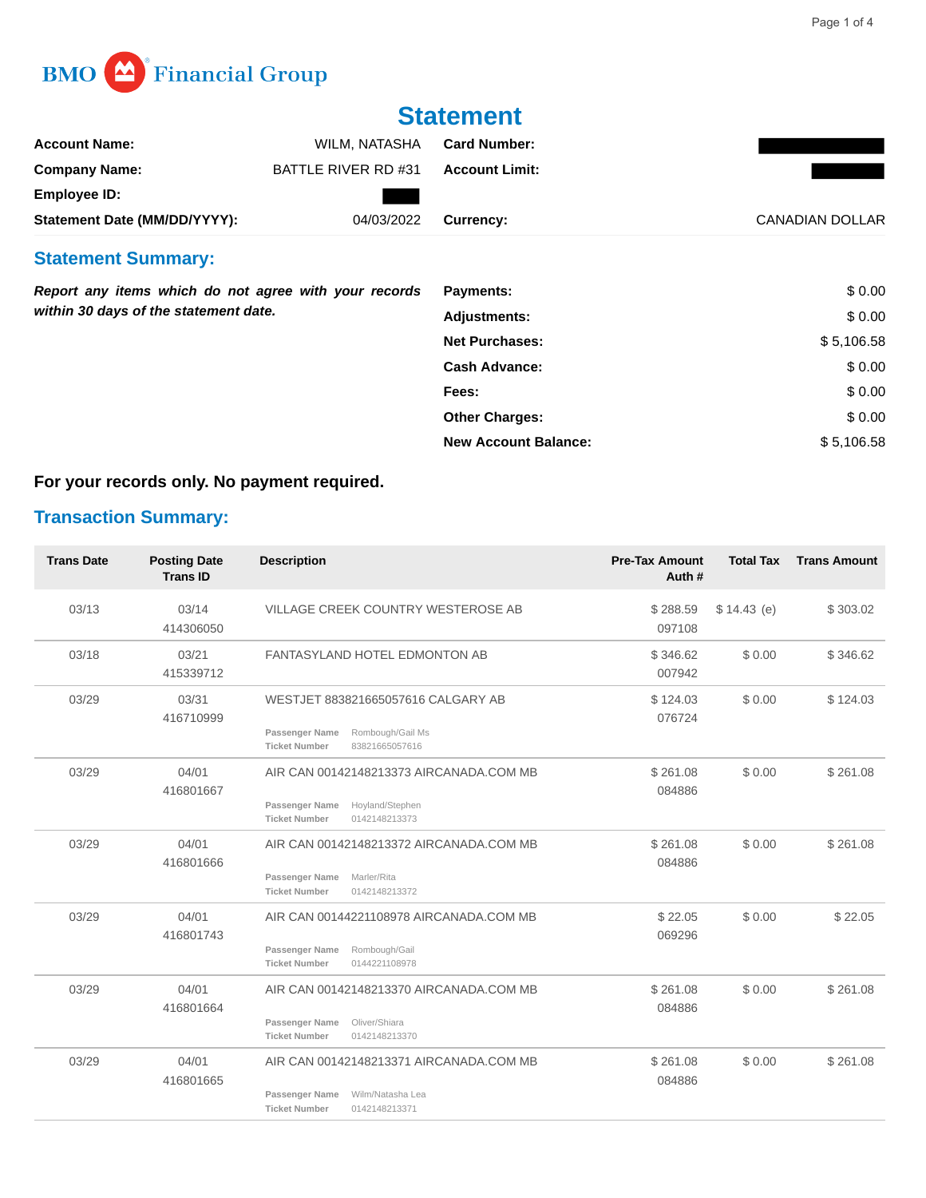BMO Financial Group

# Statement

| | | | |
|---|---|---|---|
| **Account Name:** | WILM, NATASHA | **Card Number:** | |
| **Company Name:** | BATTLE RIVER RD #31 | **Account Limit:** | |
| **Employee ID:** | | | |
| **Statement Date (MM/DD/YYYY):** | 04/03/2022 | **Currency:** | CANADIAN DOLLAR |

## Statement Summary:

***Report any items which do not agree with your records within 30 days of the statement date.***

| | |
|---|---|
| **Payments:** | $ 0.00 |
| **Adjustments:** | $ 0.00 |
| **Net Purchases:** | $ 5,106.58 |
| **Cash Advance:** | $ 0.00 |
| **Fees:** | $ 0.00 |
| **Other Charges:** | $ 0.00 |
| **New Account Balance:** | $ 5,106.58 |

**For your records only. No payment required.**

## Transaction Summary:

| Trans Date | Posting Date Trans ID | Description | Pre-Tax Amount Auth # | Total Tax | Trans Amount |
|---|---|---|---|---|---|
| 03/13 | 03/14 414306050 | VILLAGE CREEK COUNTRY WESTEROSE AB | $ 288.59 097108 | $ 14.43 (e) | $ 303.02 |
| 03/18 | 03/21 415339712 | FANTASYLAND HOTEL EDMONTON AB | $ 346.62 007942 | $ 0.00 | $ 346.62 |
| 03/29 | 03/31 416710999 | WESTJET 883821665057616 CALGARY AB<br>Passenger Name Rombough/Gail Ms<br>Ticket Number 83821665057616 | $ 124.03 076724 | $ 0.00 | $ 124.03 |
| 03/29 | 04/01 416801667 | AIR CAN 00142148213373 AIRCANADA.COM MB<br>Passenger Name Hoyland/Stephen<br>Ticket Number 0142148213373 | $ 261.08 084886 | $ 0.00 | $ 261.08 |
| 03/29 | 04/01 416801666 | AIR CAN 00142148213372 AIRCANADA.COM MB<br>Passenger Name Marler/Rita<br>Ticket Number 0142148213372 | $ 261.08 084886 | $ 0.00 | $ 261.08 |
| 03/29 | 04/01 416801743 | AIR CAN 00144221108978 AIRCANADA.COM MB<br>Passenger Name Rombough/Gail<br>Ticket Number 0144221108978 | $ 22.05 069296 | $ 0.00 | $ 22.05 |
| 03/29 | 04/01 416801664 | AIR CAN 00142148213370 AIRCANADA.COM MB<br>Passenger Name Oliver/Shiara<br>Ticket Number 0142148213370 | $ 261.08 084886 | $ 0.00 | $ 261.08 |
| 03/29 | 04/01 416801665 | AIR CAN 00142148213371 AIRCANADA.COM MB<br>Passenger Name Wilm/Natasha Lea<br>Ticket Number 0142148213371 | $ 261.08 084886 | $ 0.00 | $ 261.08 |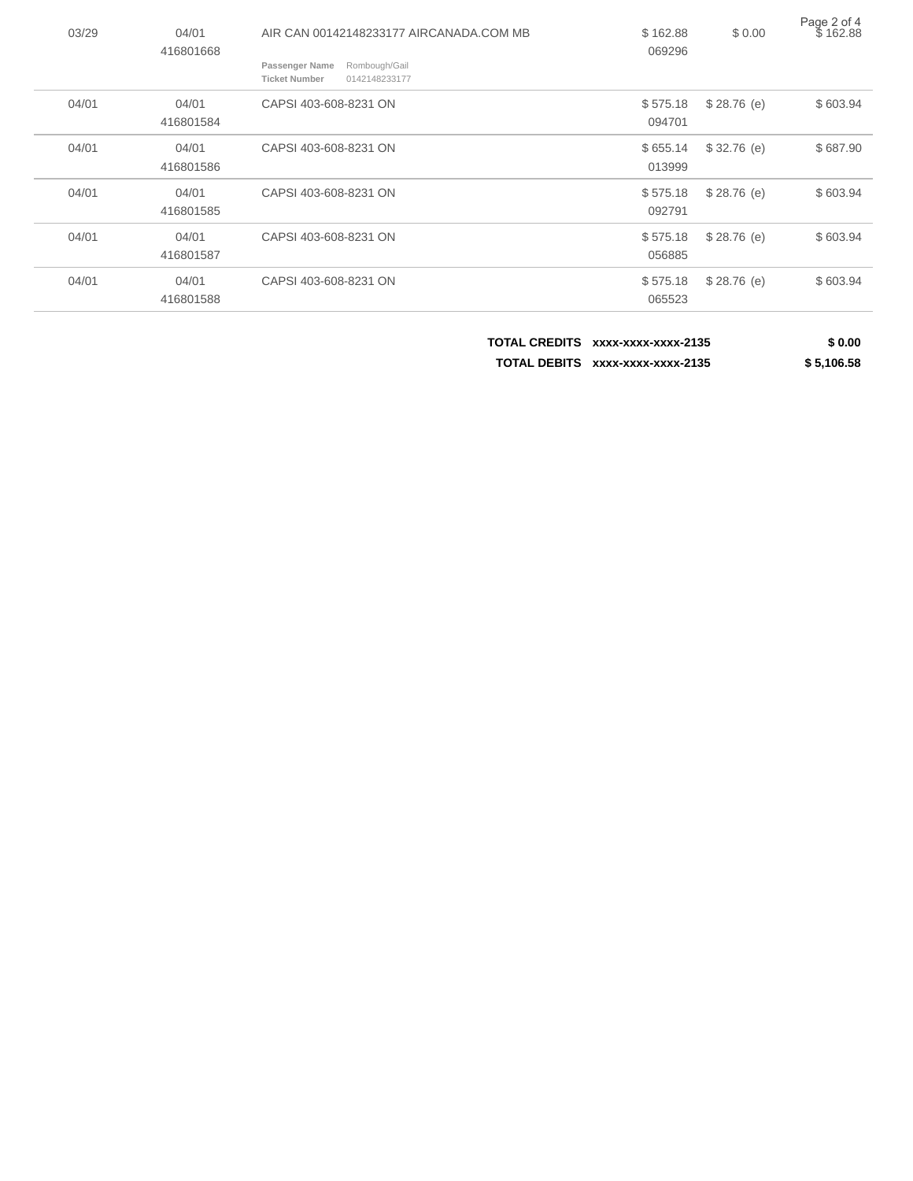| | | | | | |
|---|---|---|---|---|---|
| 03/29 | 04/01<br>416801668 | AIR CAN 00142148233177 AIRCANADA.COM MB<br>**Passenger Name** Rombough/Gail<br>**Ticket Number** 0142148233177 | $ 162.88<br>069296 | $ 0.00 | $ 162.88 |
| 04/01 | 04/01<br>416801584 | CAPSI 403-608-8231 ON | $ 575.18<br>094701 | $ 28.76 (e) | $ 603.94 |
| 04/01 | 04/01<br>416801586 | CAPSI 403-608-8231 ON | $ 655.14<br>013999 | $ 32.76 (e) | $ 687.90 |
| 04/01 | 04/01<br>416801585 | CAPSI 403-608-8231 ON | $ 575.18<br>092791 | $ 28.76 (e) | $ 603.94 |
| 04/01 | 04/01<br>416801587 | CAPSI 403-608-8231 ON | $ 575.18<br>056885 | $ 28.76 (e) | $ 603.94 |
| 04/01 | 04/01<br>416801588 | CAPSI 403-608-8231 ON | $ 575.18<br>065523 | $ 28.76 (e) | $ 603.94 |

| | | |
|---|---|---|
| **TOTAL CREDITS** | **xxxx-xxxx-xxxx-2135** | **$ 0.00** |
| **TOTAL DEBITS** | **xxxx-xxxx-xxxx-2135** | **$ 5,106.58** |